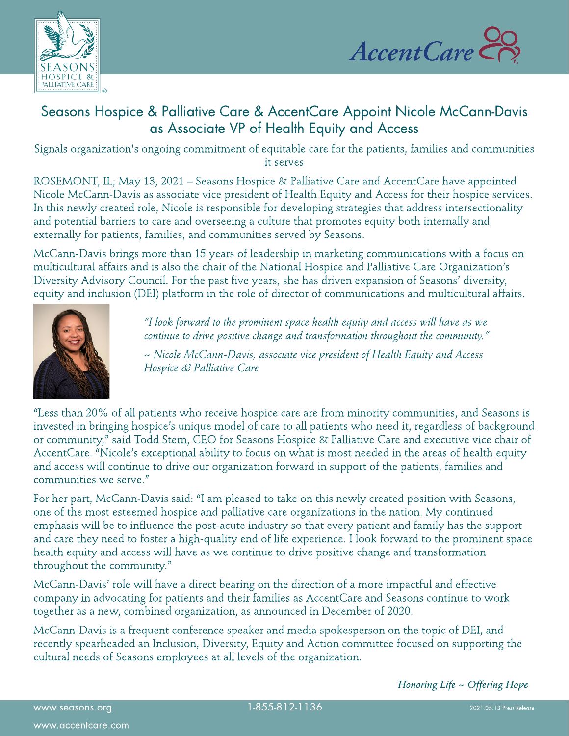# Seasons Hospice & Palliative Care & AccentCare Appoint Nicole McCann-Davis as Associate VP of Health Equity and Access

Signals organization's ongoing commitment of equitable care for the patients, families and communities it serves

ROSEMONT, IL; May 13, 2021 – Seasons Hospice & Palliative Care and AccentCare have appointed Nicole McCann-Davis as associate vice president of Health Equity and Access for their hospice services. In this newly created role, Nicole is responsible for developing strategies that address intersectionality and potential barriers to care and overseeing a culture that promotes equity both internally and externally for patients, families, and communities served by Seasons.

McCann-Davis brings more than 15 years of leadership in marketing communications with a focus on multicultural affairs and is also the chair of the National Hospice and Palliative Care Organization's Diversity Advisory Council. For the past five years, she has driven expansion of Seasons' diversity, equity and inclusion (DEI) platform in the role of director of communications and multicultural affairs.

*"I look forward to the prominent space health equity and access will have as we continue to drive positive change and transformation throughout the community."*

*~ Nicole McCann-Davis, associate vice president of Health Equity and Access Hospice & Palliative Care*

"Less than 20% of all patients who receive hospice care are from minority communities, and Seasons is invested in bringing hospice's unique model of care to all patients who need it, regardless of background or community," said Todd Stern, CEO for Seasons Hospice & Palliative Care and executive vice chair of AccentCare. "Nicole's exceptional ability to focus on what is most needed in the areas of health equity and access will continue to drive our organization forward in support of the patients, families and communities we serve."

For her part, McCann-Davis said: "I am pleased to take on this newly created position with Seasons, one of the most esteemed hospice and palliative care organizations in the nation. My continued emphasis will be to influence the post-acute industry so that every patient and family has the support and care they need to foster a high-quality end of life experience. I look forward to the prominent space health equity and access will have as we continue to drive positive change and transformation throughout the community."

McCann-Davis' role will have a direct bearing on the direction of a more impactful and effective company in advocating for patients and their families as AccentCare and Seasons continue to work together as a new, combined organization, as announced in December of 2020.

McCann-Davis is a frequent conference speaker and media spokesperson on the topic of DEI, and recently spearheaded an Inclusion, Diversity, Equity and Action committee focused on supporting the cultural needs of Seasons employees at all levels of the organization.

*Honoring Life ~ Offering Hope*

www.seasons.org | 1-855-812-1136 | 2021.05.13 Press Release

www.accentcare.com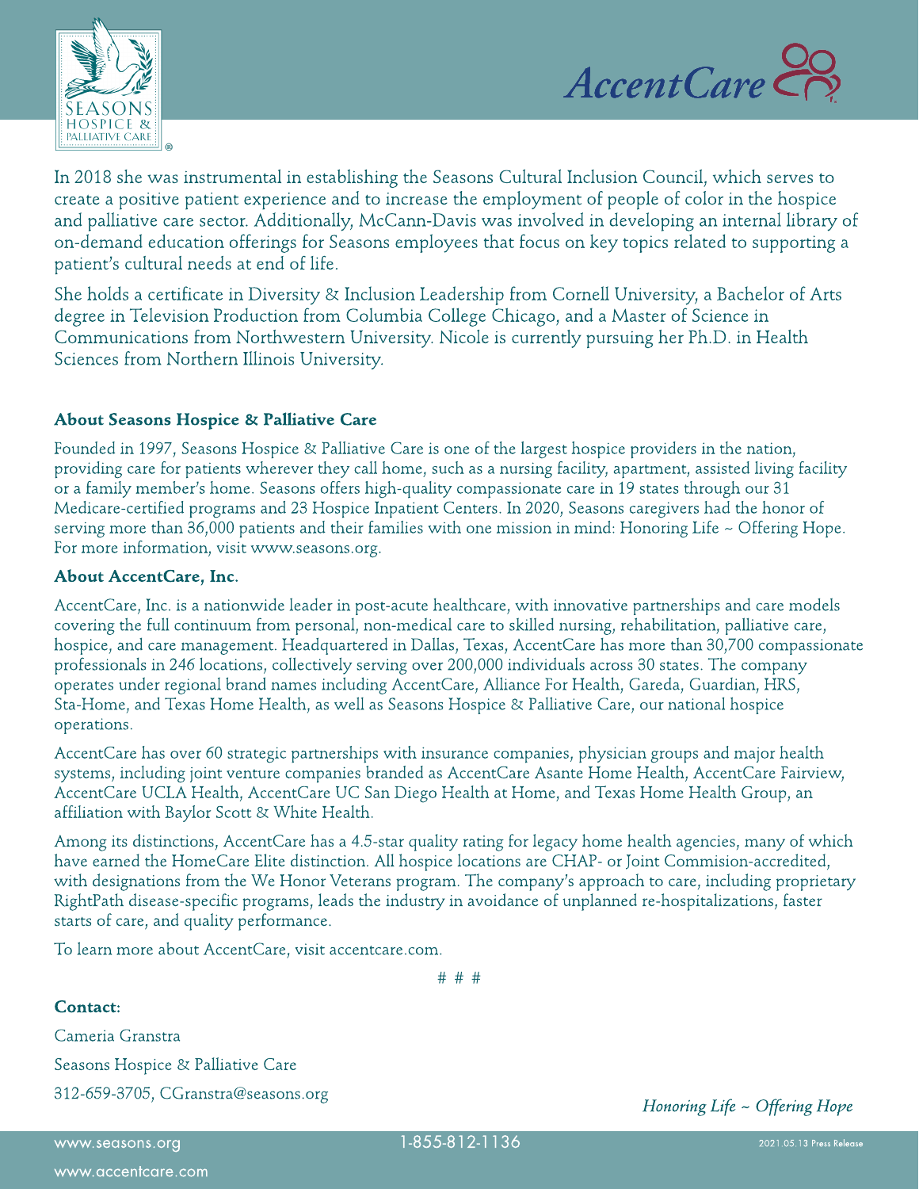In 2018 she was instrumental in establishing the Seasons Cultural Inclusion Council, which serves to create a positive patient experience and to increase the employment of people of color in the hospice and palliative care sector. Additionally, McCann-Davis was involved in developing an internal library of on-demand education offerings for Seasons employees that focus on key topics related to supporting a patient's cultural needs at end of life.

She holds a certificate in Diversity & Inclusion Leadership from Cornell University, a Bachelor of Arts degree in Television Production from Columbia College Chicago, and a Master of Science in Communications from Northwestern University. Nicole is currently pursuing her Ph.D. in Health Sciences from Northern Illinois University.

**About Seasons Hospice & Palliative Care**

Founded in 1997, Seasons Hospice & Palliative Care is one of the largest hospice providers in the nation, providing care for patients wherever they call home, such as a nursing facility, apartment, assisted living facility or a family member's home. Seasons offers high-quality compassionate care in 19 states through our 31 Medicare-certified programs and 23 Hospice Inpatient Centers. In 2020, Seasons caregivers had the honor of serving more than 36,000 patients and their families with one mission in mind: Honoring Life ~ Offering Hope. For more information, visit www.seasons.org.

**About AccentCare, Inc.**

AccentCare, Inc. is a nationwide leader in post-acute healthcare, with innovative partnerships and care models covering the full continuum from personal, non-medical care to skilled nursing, rehabilitation, palliative care, hospice, and care management. Headquartered in Dallas, Texas, AccentCare has more than 30,700 compassionate professionals in 246 locations, collectively serving over 200,000 individuals across 30 states. The company operates under regional brand names including AccentCare, Alliance For Health, Gareda, Guardian, HRS, Sta-Home, and Texas Home Health, as well as Seasons Hospice & Palliative Care, our national hospice operations.

AccentCare has over 60 strategic partnerships with insurance companies, physician groups and major health systems, including joint venture companies branded as AccentCare Asante Home Health, AccentCare Fairview, AccentCare UCLA Health, AccentCare UC San Diego Health at Home, and Texas Home Health Group, an affiliation with Baylor Scott & White Health.

Among its distinctions, AccentCare has a 4.5-star quality rating for legacy home health agencies, many of which have earned the HomeCare Elite distinction. All hospice locations are CHAP- or Joint Commision-accredited, with designations from the We Honor Veterans program. The company's approach to care, including proprietary RightPath disease-specific programs, leads the industry in avoidance of unplanned re-hospitalizations, faster starts of care, and quality performance.

To learn more about AccentCare, visit accentcare.com.

# # #

**Contact:**

Cameria Granstra

Seasons Hospice & Palliative Care

312-659-3705, CGranstra@seasons.org

*Honoring Life ~ Offering Hope*